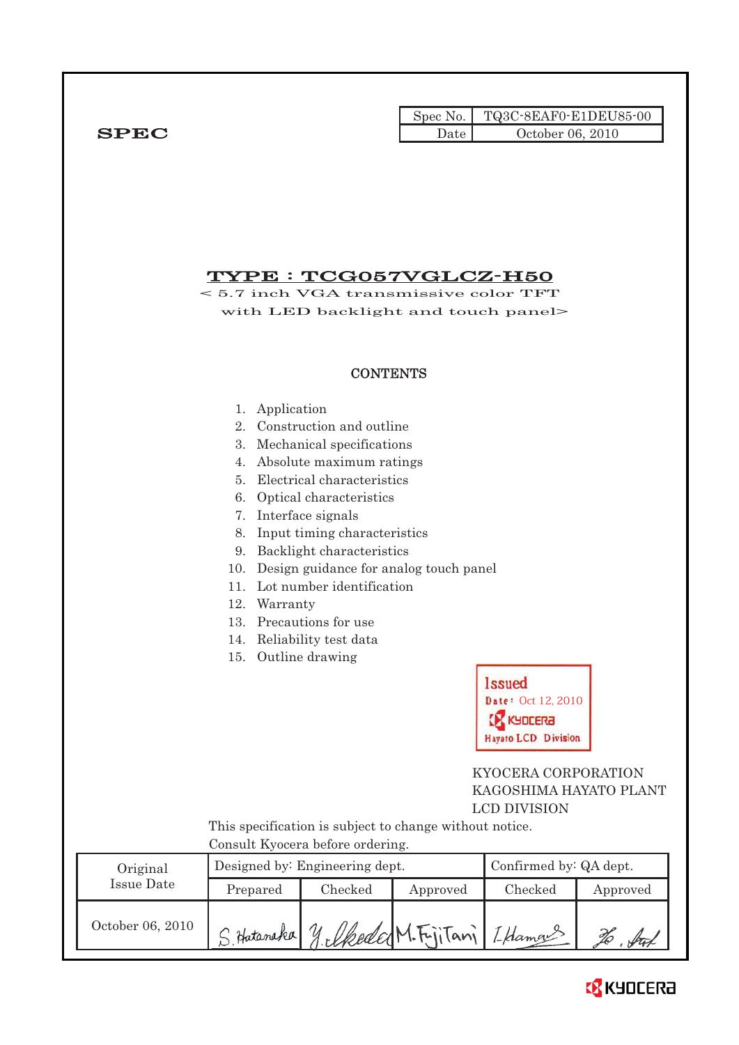| Spec No. | TQ3C-8EAF0-E1DEU85-00 |
|---|---|
| Date | October 06, 2010 |

**SPEC**

# TYPE : TCG057VGLCZ-H50

< 5.7 inch VGA transmissive color TFT with LED backlight and touch panel>

## CONTENTS

1. Application
2. Construction and outline
3. Mechanical specifications
4. Absolute maximum ratings
5. Electrical characteristics
6. Optical characteristics
7. Interface signals
8. Input timing characteristics
9. Backlight characteristics
10. Design guidance for analog touch panel
11. Lot number identification
12. Warranty
13. Precautions for use
14. Reliability test data
15. Outline drawing

Issued
Date: Oct 12, 2010
KYOCERA
Hayato LCD Division

KYOCERA CORPORATION
KAGOSHIMA HAYATO PLANT
LCD DIVISION

This specification is subject to change without notice.
Consult Kyocera before ordering.

| Original Issue Date | Designed by: Engineering dept. | | | Confirmed by: QA dept. | |
|---|---|---|---|---|---|
| | Prepared | Checked | Approved | Checked | Approved |
| October 06, 2010 | S. Hatanaka | Y. Ikeda | M. Fujitani | I. Hamao | |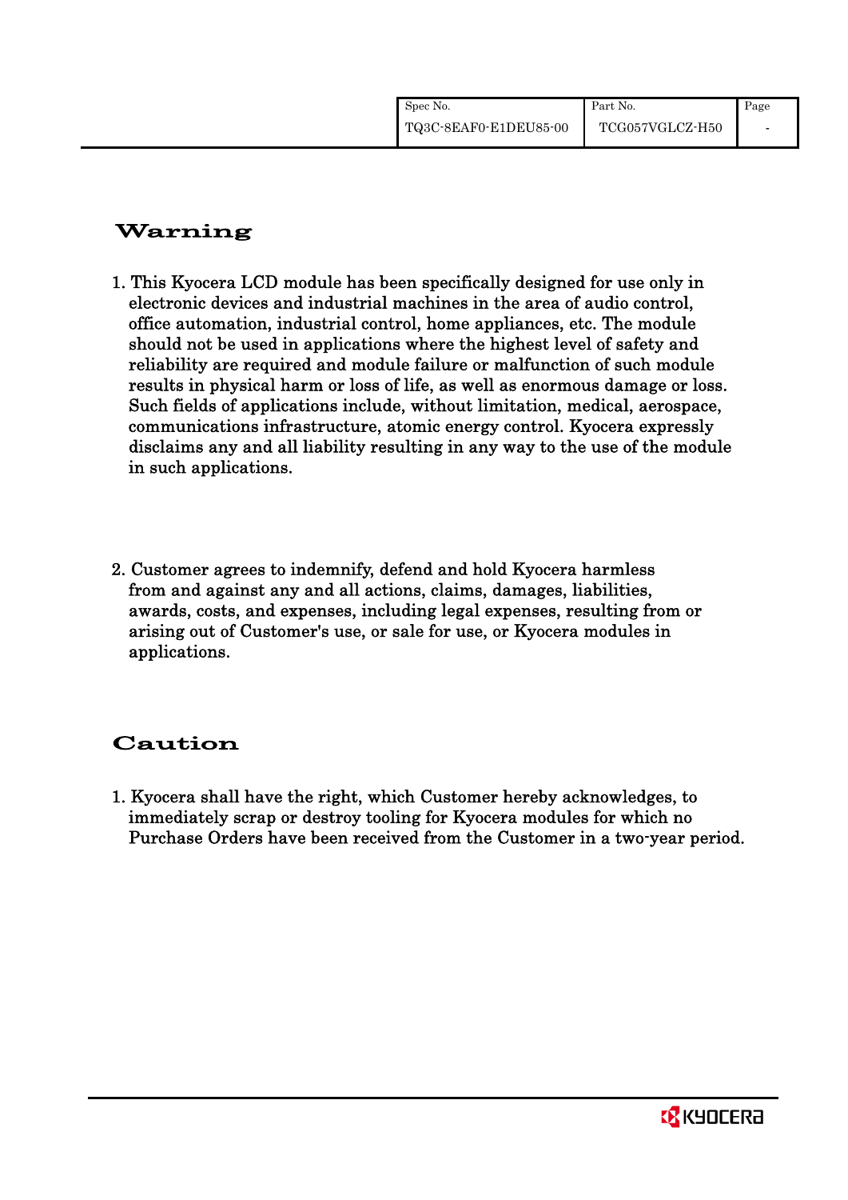## Warning

1. This Kyocera LCD module has been specifically designed for use only in electronic devices and industrial machines in the area of audio control, office automation, industrial control, home appliances, etc. The module should not be used in applications where the highest level of safety and reliability are required and module failure or malfunction of such module results in physical harm or loss of life, as well as enormous damage or loss. Such fields of applications include, without limitation, medical, aerospace, communications infrastructure, atomic energy control. Kyocera expressly disclaims any and all liability resulting in any way to the use of the module in such applications.

2. Customer agrees to indemnify, defend and hold Kyocera harmless from and against any and all actions, claims, damages, liabilities, awards, costs, and expenses, including legal expenses, resulting from or arising out of Customer's use, or sale for use, or Kyocera modules in applications.

## Caution

1. Kyocera shall have the right, which Customer hereby acknowledges, to immediately scrap or destroy tooling for Kyocera modules for which no Purchase Orders have been received from the Customer in a two-year period.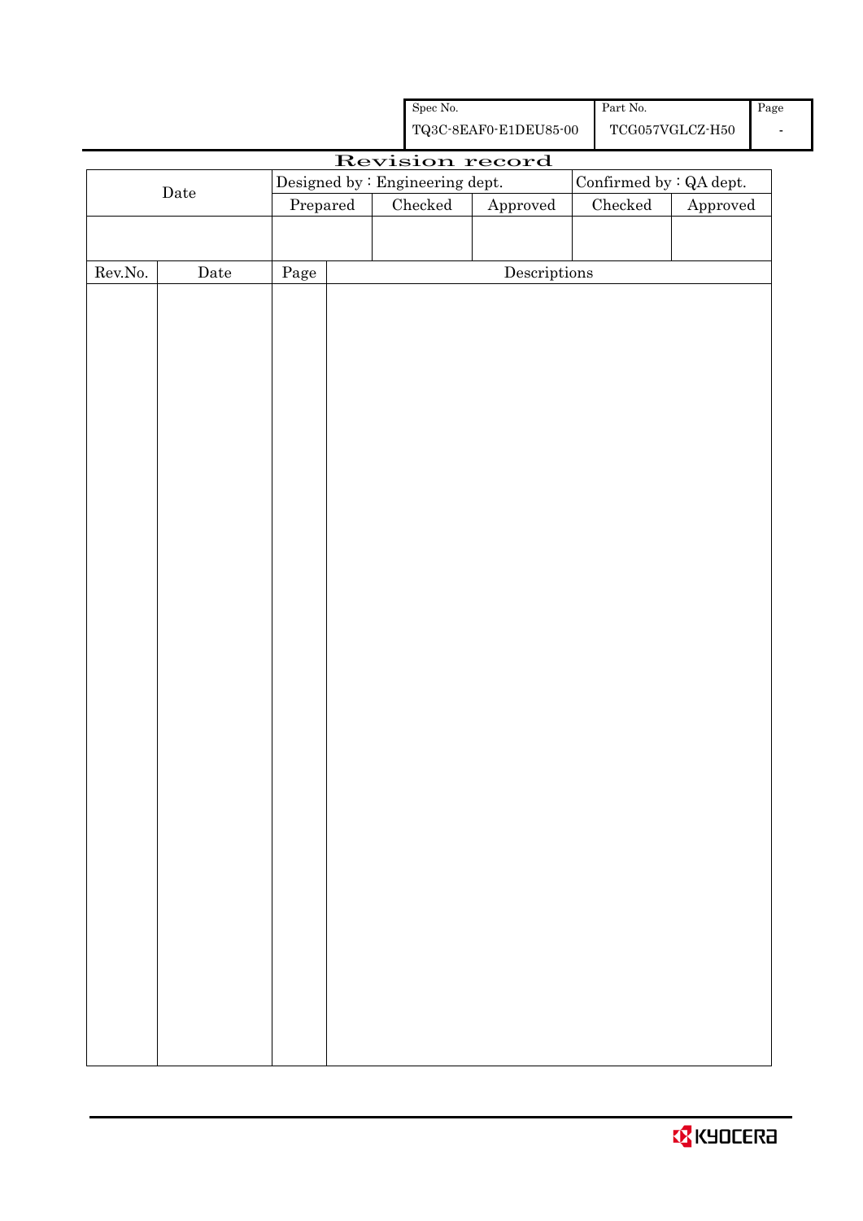| Spec No. | Part No. | Page |
|---|---|---|
| TQ3C-8EAF0-E1DEU85-00 | TCG057VGLCZ-H50 | - |

# Revision record

| Date | Designed by : Engineering dept. | | | Confirmed by : QA dept. | |
|---|---|---|---|---|---|
| | Prepared | Checked | Approved | Checked | Approved |
| | | | | | |

| Rev.No. | Date | Page | Descriptions |
|---|---|---|---|
| | | | |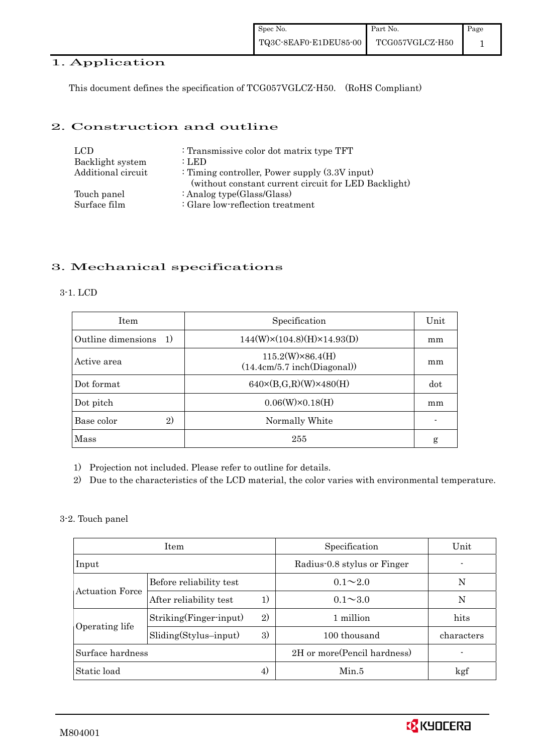## 1. Application

This document defines the specification of TCG057VGLCZ-H50. (RoHS Compliant)

## 2. Construction and outline

| | |
|---|---|
| LCD | : Transmissive color dot matrix type TFT |
| Backlight system | : LED |
| Additional circuit | : Timing controller, Power supply (3.3V input) (without constant current circuit for LED Backlight) |
| Touch panel | : Analog type(Glass/Glass) |
| Surface film | : Glare low-reflection treatment |

## 3. Mechanical specifications

### 3-1. LCD

| Item | Specification | Unit |
|---|---|---|
| Outline dimensions 1) | 144(W)×(104.8)(H)×14.93(D) | mm |
| Active area | 115.2(W)×86.4(H) (14.4cm/5.7 inch(Diagonal)) | mm |
| Dot format | 640×(B,G,R)(W)×480(H) | dot |
| Dot pitch | 0.06(W)×0.18(H) | mm |
| Base color 2) | Normally White | - |
| Mass | 255 | g |

1) Projection not included. Please refer to outline for details.

2) Due to the characteristics of the LCD material, the color varies with environmental temperature.

### 3-2. Touch panel

| Item | | Specification | Unit |
|---|---|---|---|
| Input | | Radius-0.8 stylus or Finger | - |
| Actuation Force | Before reliability test | 0.1～2.0 | N |
| | After reliability test 1) | 0.1～3.0 | N |
| Operating life | Striking(Finger-input) 2) | 1 million | hits |
| | Sliding(Stylus–input) 3) | 100 thousand | characters |
| Surface hardness | | 2H or more(Pencil hardness) | - |
| Static load 4) | | Min.5 | kgf |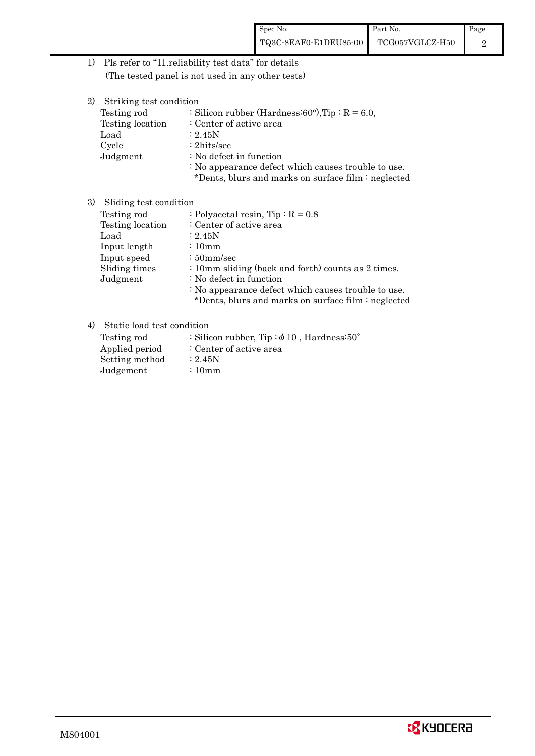1) Pls refer to "11.reliability test data" for details
   (The tested panel is not used in any other tests)

2) Striking test condition

| | |
|---|---|
| Testing rod | : Silicon rubber (Hardness:60°),Tip : R = 6.0, |
| Testing location | : Center of active area |
| Load | : 2.45N |
| Cycle | : 2hits/sec |
| Judgment | : No defect in function |
| | : No appearance defect which causes trouble to use. |
| | *Dents, blurs and marks on surface film : neglected |

3) Sliding test condition

| | |
|---|---|
| Testing rod | : Polyacetal resin, Tip : R = 0.8 |
| Testing location | : Center of active area |
| Load | : 2.45N |
| Input length | : 10mm |
| Input speed | : 50mm/sec |
| Sliding times | : 10mm sliding (back and forth) counts as 2 times. |
| Judgment | : No defect in function |
| | : No appearance defect which causes trouble to use. |
| | *Dents, blurs and marks on surface film : neglected |

4) Static load test condition

| | |
|---|---|
| Testing rod | : Silicon rubber, Tip : $\phi$ 10 , Hardness:50° |
| Applied period | : Center of active area |
| Setting method | : 2.45N |
| Judgement | : 10mm |

M804001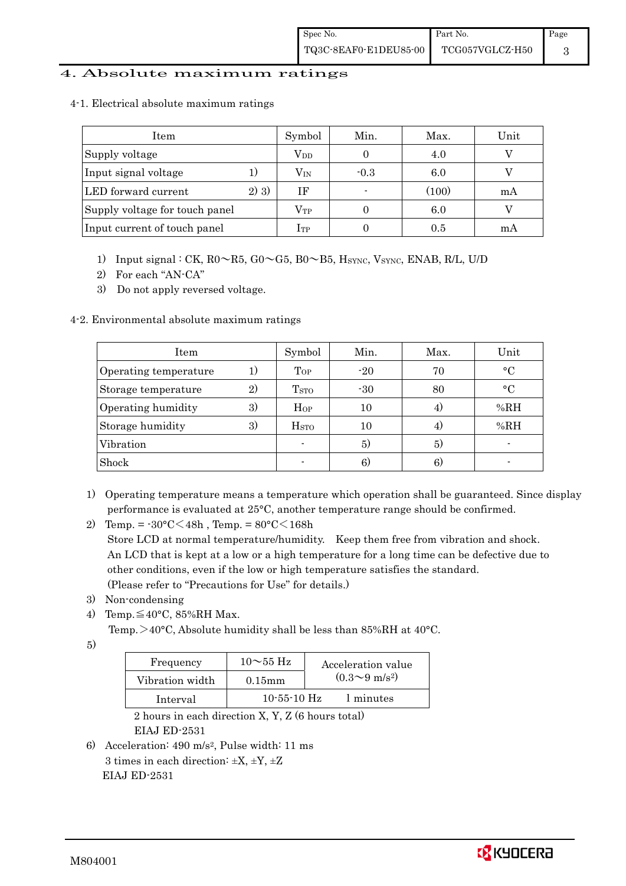# 4. Absolute maximum ratings

## 4-1. Electrical absolute maximum ratings

| Item | | Symbol | Min. | Max. | Unit |
|---|---|---|---|---|---|
| Supply voltage | | $V_{DD}$ | 0 | 4.0 | V |
| Input signal voltage | 1) | $V_{IN}$ | -0.3 | 6.0 | V |
| LED forward current | 2) 3) | IF | - | (100) | mA |
| Supply voltage for touch panel | | $V_{TP}$ | 0 | 6.0 | V |
| Input current of touch panel | | $I_{TP}$ | 0 | 0.5 | mA |

1) Input signal : CK, R0～R5, G0～G5, B0～B5, $H_{SYNC}$, $V_{SYNC}$, ENAB, R/L, U/D
2) For each "AN-CA"
3) Do not apply reversed voltage.

## 4-2. Environmental absolute maximum ratings

| Item | | Symbol | Min. | Max. | Unit |
|---|---|---|---|---|---|
| Operating temperature | 1) | $T_{OP}$ | -20 | 70 | °C |
| Storage temperature | 2) | $T_{STO}$ | -30 | 80 | °C |
| Operating humidity | 3) | $H_{OP}$ | 10 | 4) | %RH |
| Storage humidity | 3) | $H_{STO}$ | 10 | 4) | %RH |
| Vibration | | - | 5) | 5) | - |
| Shock | | - | 6) | 6) | - |

1) Operating temperature means a temperature which operation shall be guaranteed. Since display performance is evaluated at 25°C, another temperature range should be confirmed.
2) Temp. = -30°C＜48h , Temp. = 80°C＜168h
   Store LCD at normal temperature/humidity. Keep them free from vibration and shock.
   An LCD that is kept at a low or a high temperature for a long time can be defective due to other conditions, even if the low or high temperature satisfies the standard.
   (Please refer to "Precautions for Use" for details.)
3) Non-condensing
4) Temp.≦40°C, 85%RH Max.
   Temp.＞40°C, Absolute humidity shall be less than 85%RH at 40°C.
5)

| Frequency | 10～55 Hz | Acceleration value ($0.3$～$9$ $m/s^2$) |
|---|---|---|
| Vibration width | 0.15mm | |
| Interval | 10-55-10 Hz | 1 minutes |

   2 hours in each direction X, Y, Z (6 hours total)
   EIAJ ED-2531

6) Acceleration: 490 $m/s^2$, Pulse width: 11 ms
   3 times in each direction: ±X, ±Y, ±Z
   EIAJ ED-2531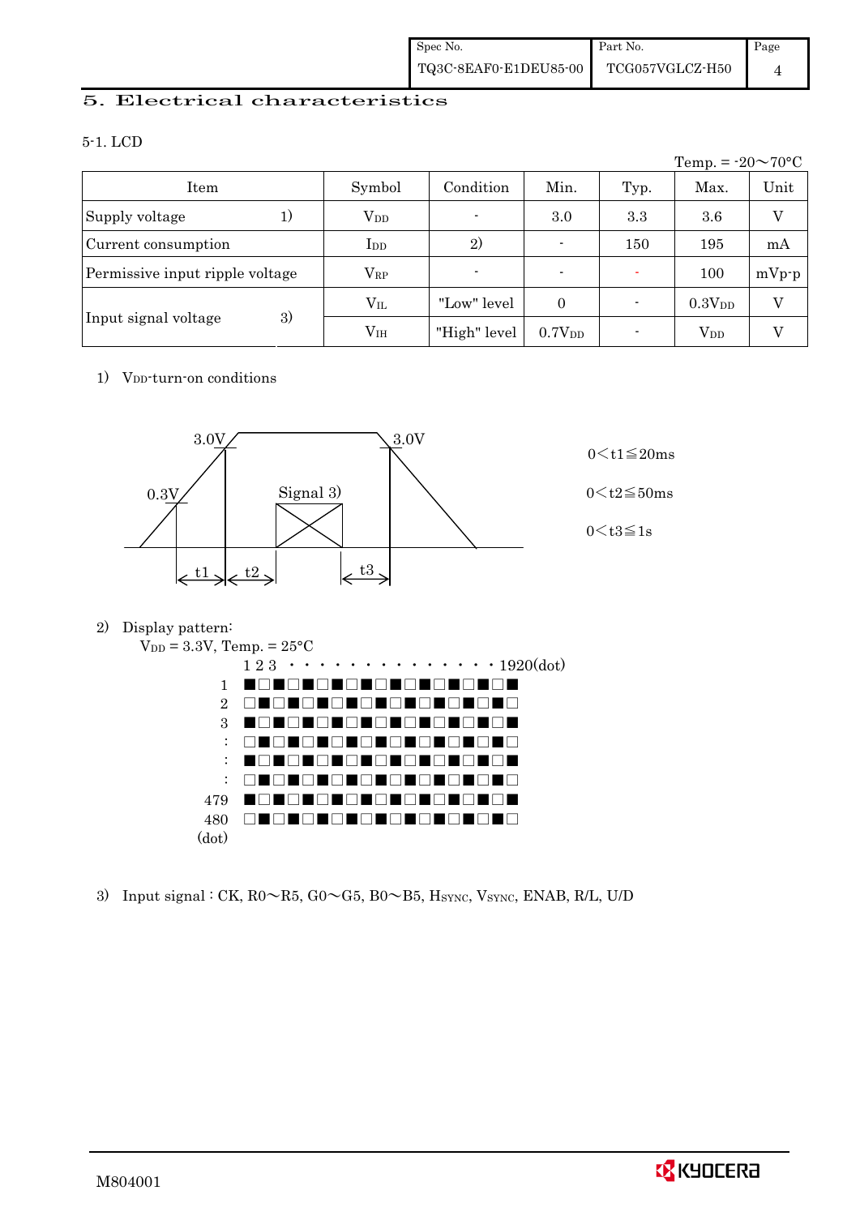## 5. Electrical characteristics

### 5-1. LCD

Temp. = -20～70°C

| Item | | Symbol | Condition | Min. | Typ. | Max. | Unit |
|---|---|---|---|---|---|---|---|
| Supply voltage | 1) | $V_{DD}$ | - | 3.0 | 3.3 | 3.6 | V |
| Current consumption | | $I_{DD}$ | 2) | - | 150 | 195 | mA |
| Permissive input ripple voltage | | $V_{RP}$ | - | - | - | 100 | mVp-p |
| Input signal voltage | 3) | $V_{IL}$ | "Low" level | 0 | - | $0.3V_{DD}$ | V |
| | | $V_{IH}$ | "High" level | $0.7V_{DD}$ | - | $V_{DD}$ | V |

1) $V_{DD}$-turn-on conditions

3.0V　0.3V　Signal 3)　3.0V　t1　t2　t3

$0 < t1 \leqq 20ms$

$0 < t2 \leqq 50ms$

$0 < t3 \leqq 1s$

2) Display pattern:

$V_{DD}$ = 3.3V, Temp. = 25°C

```
        1 2 3 ・・・・・・・・・・・・・・1920(dot)
  1     ■□■□■□■□■□■□■□■□■□■
  2     □■□■□■□■□■□■□■□■□■□
  3     ■□■□■□■□■□■□■□■□■□■
  :     □■□■□■□■□■□■□■□■□■□
  :     ■□■□■□■□■□■□■□■□■□■
  :     □■□■□■□■□■□■□■□■□■□
479     ■□■□■□■□■□■□■□■□■□■
480     □■□■□■□■□■□■□■□■□■□
(dot)
```

3) Input signal : CK, R0～R5, G0～G5, B0～B5, $H_{SYNC}$, $V_{SYNC}$, ENAB, R/L, U/D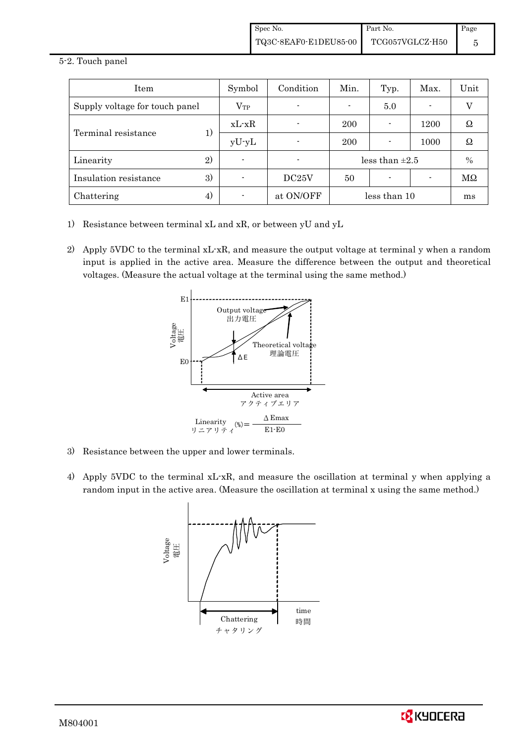## 5-2. Touch panel

| Item | | Symbol | Condition | Min. | Typ. | Max. | Unit |
|---|---|---|---|---|---|---|---|
| Supply voltage for touch panel | | $V_{TP}$ | - | - | 5.0 | - | V |
| Terminal resistance | 1) | xL-xR | - | 200 | - | 1200 | Ω |
| | | yU-yL | - | 200 | - | 1000 | Ω |
| Linearity | 2) | - | - | less than ±2.5 | | | % |
| Insulation resistance | 3) | - | DC25V | 50 | - | - | MΩ |
| Chattering | 4) | - | at ON/OFF | less than 10 | | | ms |

1) Resistance between terminal xL and xR, or between yU and yL

2) Apply 5VDC to the terminal xL-xR, and measure the output voltage at terminal y when a random input is applied in the active area. Measure the difference between the output and theoretical voltages. (Measure the actual voltage at the terminal using the same method.)

Voltage 電圧, E1, E0, Output voltage 出力電圧, Theoretical voltage 理論電圧, ΔE, Active area アクティブエリア

$$\text{Linearity (リニアリティ)} (\%) = \frac{\Delta E_{max}}{E1 - E0}$$

3) Resistance between the upper and lower terminals.

4) Apply 5VDC to the terminal xL-xR, and measure the oscillation at terminal y when applying a random input in the active area. (Measure the oscillation at terminal x using the same method.)

Voltage 電圧, time 時間, Chattering チャタリング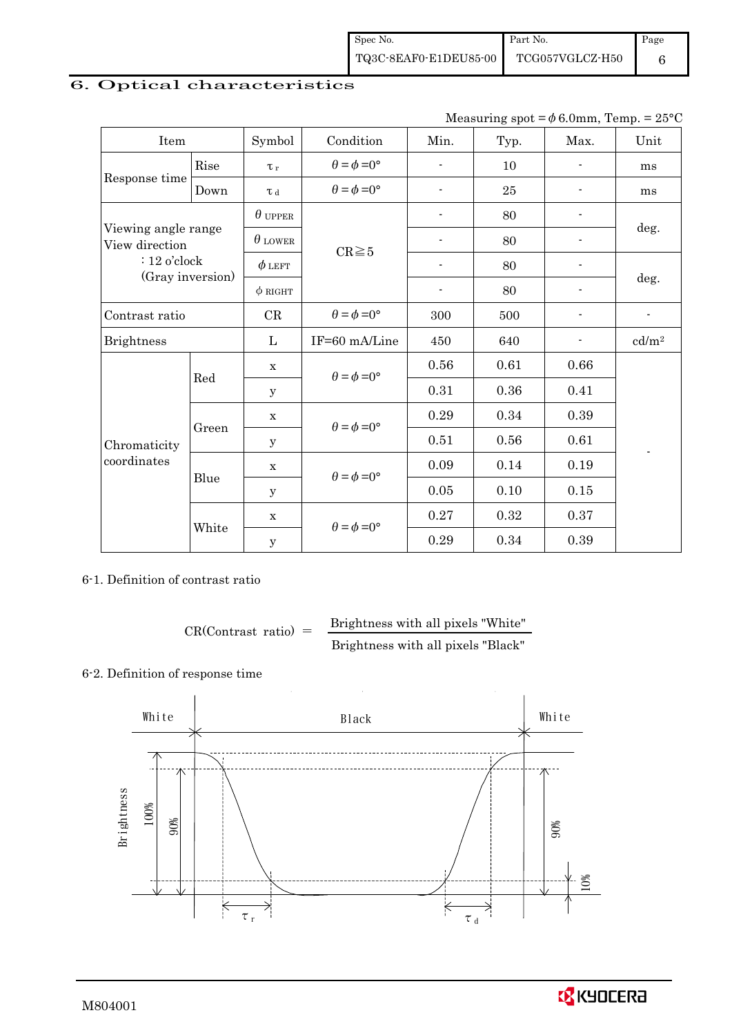# 6. Optical characteristics

Measuring spot = $\phi$ 6.0mm, Temp. = 25°C

| Item | | Symbol | Condition | Min. | Typ. | Max. | Unit |
|---|---|---|---|---|---|---|---|
| Response time | Rise | $\tau_r$ | $\theta=\phi=0°$ | - | 10 | - | ms |
| | Down | $\tau_d$ | $\theta=\phi=0°$ | - | 25 | - | ms |
| Viewing angle range View direction : 12 o'clock (Gray inversion) | | $\theta_{UPPER}$ | CR≧5 | - | 80 | - | deg. |
| | | $\theta_{LOWER}$ | | - | 80 | - | |
| | | $\phi_{LEFT}$ | | - | 80 | - | deg. |
| | | $\phi_{RIGHT}$ | | - | 80 | - | |
| Contrast ratio | | CR | $\theta=\phi=0°$ | 300 | 500 | - | - |
| Brightness | | L | IF=60 mA/Line | 450 | 640 | - | cd/m² |
| Chromaticity coordinates | Red | x | $\theta=\phi=0°$ | 0.56 | 0.61 | 0.66 | - |
| | | y | | 0.31 | 0.36 | 0.41 | |
| | Green | x | $\theta=\phi=0°$ | 0.29 | 0.34 | 0.39 | |
| | | y | | 0.51 | 0.56 | 0.61 | |
| | Blue | x | $\theta=\phi=0°$ | 0.09 | 0.14 | 0.19 | |
| | | y | | 0.05 | 0.10 | 0.15 | |
| | White | x | $\theta=\phi=0°$ | 0.27 | 0.32 | 0.37 | |
| | | y | | 0.29 | 0.34 | 0.39 | |

6-1. Definition of contrast ratio

$$\text{CR(Contrast ratio)} = \frac{\text{Brightness with all pixels "White"}}{\text{Brightness with all pixels "Black"}}$$

6-2. Definition of response time

White | Black | White

Brightness, 100%, 90%, 90%, 10%, $\tau_r$, $\tau_d$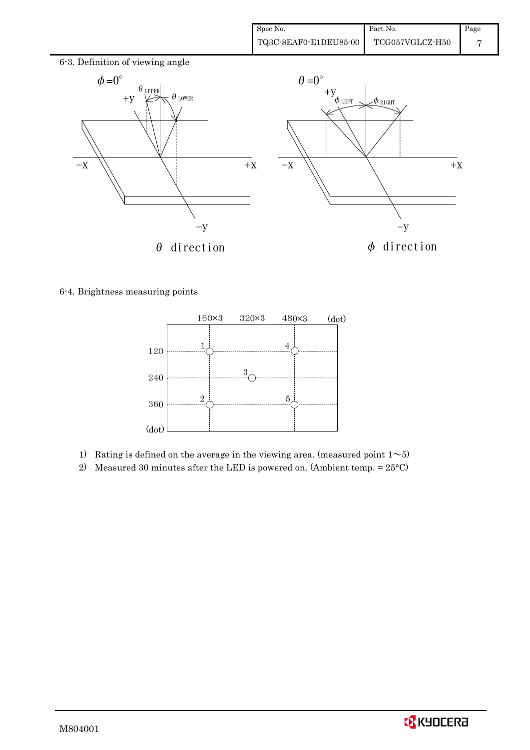6-3. Definition of viewing angle

$\phi = 0°$ — $\theta$ direction ($\theta_{UPPER}$, $\theta_{LOWER}$)

$\theta = 0°$ — $\phi$ direction ($\phi_{LEFT}$, $\phi_{RIGHT}$)

6-4. Brightness measuring points

|  | 160×3 | 320×3 | 480×3 |
|---|---|---|---|
| 120 | 1 |  | 4 |
| 240 |  | 3 |  |
| 360 | 2 |  | 5 |

(dot)

1) Rating is defined on the average in the viewing area. (measured point 1～5)
2) Measured 30 minutes after the LED is powered on. (Ambient temp. = 25°C)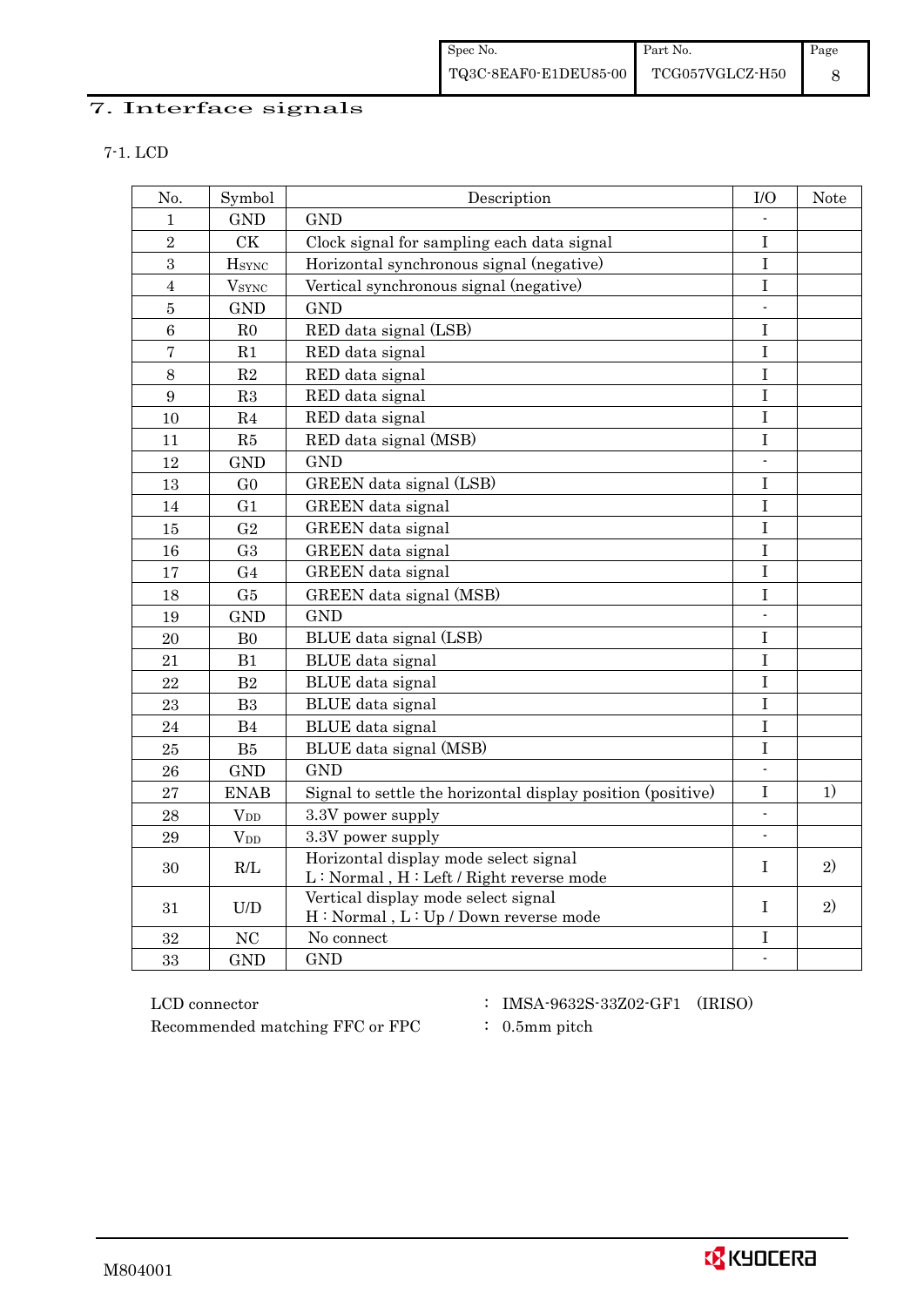# 7. Interface signals

## 7-1. LCD

| No. | Symbol | Description | I/O | Note |
|---|---|---|---|---|
| 1 | GND | GND | - | |
| 2 | CK | Clock signal for sampling each data signal | I | |
| 3 | $H_{SYNC}$ | Horizontal synchronous signal (negative) | I | |
| 4 | $V_{SYNC}$ | Vertical synchronous signal (negative) | I | |
| 5 | GND | GND | - | |
| 6 | R0 | RED data signal (LSB) | I | |
| 7 | R1 | RED data signal | I | |
| 8 | R2 | RED data signal | I | |
| 9 | R3 | RED data signal | I | |
| 10 | R4 | RED data signal | I | |
| 11 | R5 | RED data signal (MSB) | I | |
| 12 | GND | GND | - | |
| 13 | G0 | GREEN data signal (LSB) | I | |
| 14 | G1 | GREEN data signal | I | |
| 15 | G2 | GREEN data signal | I | |
| 16 | G3 | GREEN data signal | I | |
| 17 | G4 | GREEN data signal | I | |
| 18 | G5 | GREEN data signal (MSB) | I | |
| 19 | GND | GND | - | |
| 20 | B0 | BLUE data signal (LSB) | I | |
| 21 | B1 | BLUE data signal | I | |
| 22 | B2 | BLUE data signal | I | |
| 23 | B3 | BLUE data signal | I | |
| 24 | B4 | BLUE data signal | I | |
| 25 | B5 | BLUE data signal (MSB) | I | |
| 26 | GND | GND | - | |
| 27 | ENAB | Signal to settle the horizontal display position (positive) | I | 1) |
| 28 | $V_{DD}$ | 3.3V power supply | - | |
| 29 | $V_{DD}$ | 3.3V power supply | - | |
| 30 | R/L | Horizontal display mode select signal<br>L : Normal , H : Left / Right reverse mode | I | 2) |
| 31 | U/D | Vertical display mode select signal<br>H : Normal , L : Up / Down reverse mode | I | 2) |
| 32 | NC | No connect | I | |
| 33 | GND | GND | - | |

LCD connector : IMSA-9632S-33Z02-GF1 (IRISO)

Recommended matching FFC or FPC : 0.5mm pitch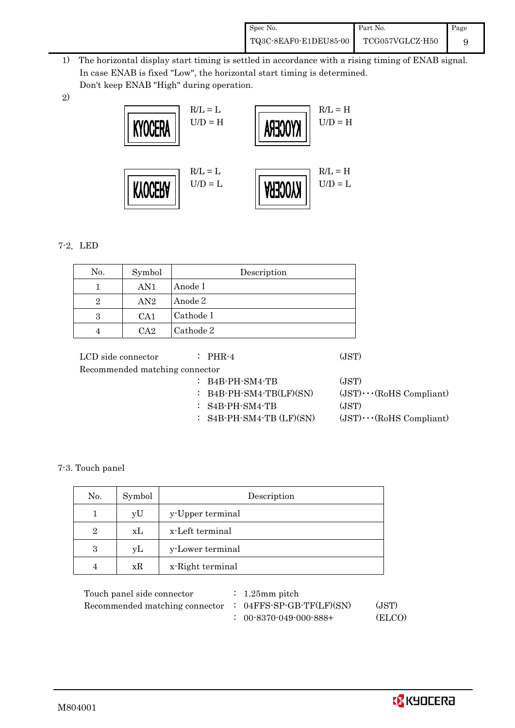1) The horizontal display start timing is settled in accordance with a rising timing of ENAB signal. In case ENAB is fixed "Low", the horizontal start timing is determined. Don't keep ENAB "High" during operation.

2)

| KYOCERA | R/L = L<br>U/D = H | KYOCERA (mirrored) | R/L = H<br>U/D = H |
|---|---|---|---|
| KYOCERA (upside down) | R/L = L<br>U/D = L | KYOCERA (rotated 180°) | R/L = H<br>U/D = L |

7-2. LED

| No. | Symbol | Description |
|---|---|---|
| 1 | AN1 | Anode 1 |
| 2 | AN2 | Anode 2 |
| 3 | CA1 | Cathode 1 |
| 4 | CA2 | Cathode 2 |

LCD side connector : PHR-4 (JST)

Recommended matching connector

: B4B-PH-SM4-TB (JST)

: B4B-PH-SM4-TB(LF)(SN) (JST)···(RoHS Compliant)

: S4B-PH-SM4-TB (JST)

: S4B-PH-SM4-TB (LF)(SN) (JST)···(RoHS Compliant)

7-3. Touch panel

| No. | Symbol | Description |
|---|---|---|
| 1 | yU | y-Upper terminal |
| 2 | xL | x-Left terminal |
| 3 | yL | y-Lower terminal |
| 4 | xR | x-Right terminal |

Touch panel side connector : 1.25mm pitch

Recommended matching connector : 04FFS-SP-GB-TF(LF)(SN) (JST)

: 00-8370-049-000-888+ (ELCO)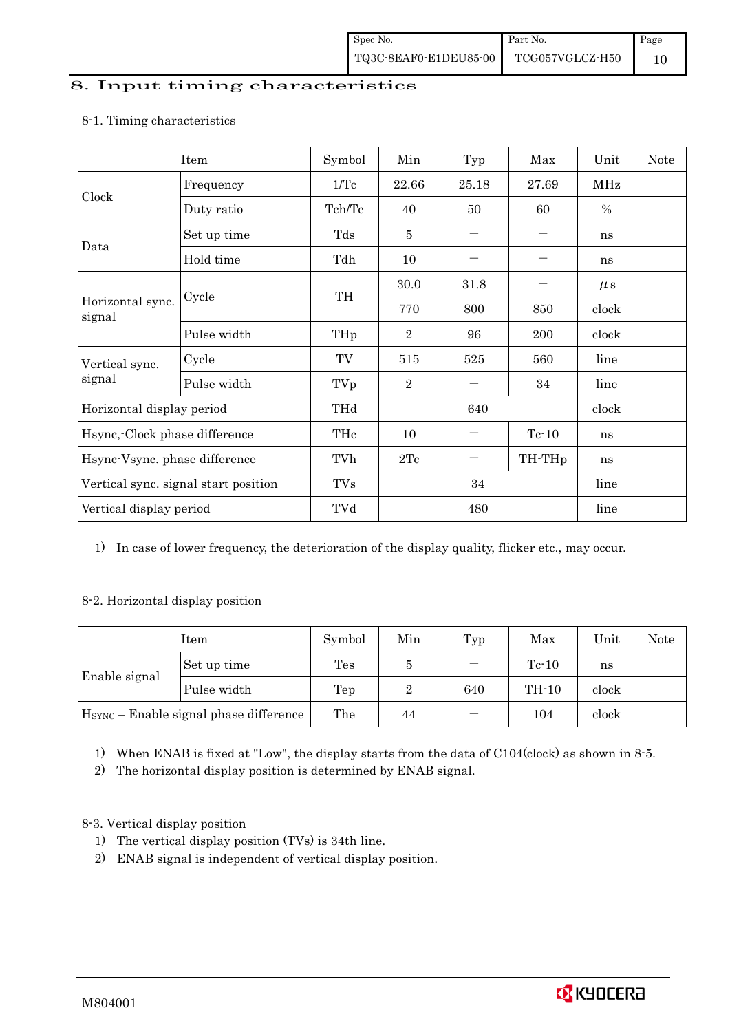# 8. Input timing characteristics

## 8-1. Timing characteristics

| Item | | Symbol | Min | Typ | Max | Unit | Note |
|---|---|---|---|---|---|---|---|
| Clock | Frequency | 1/Tc | 22.66 | 25.18 | 27.69 | MHz | |
| | Duty ratio | Tch/Tc | 40 | 50 | 60 | % | |
| Data | Set up time | Tds | 5 | — | — | ns | |
| | Hold time | Tdh | 10 | — | — | ns | |
| Horizontal sync. signal | Cycle | TH | 30.0 | 31.8 | — | μs | |
| | | | 770 | 800 | 850 | clock | |
| | Pulse width | THp | 2 | 96 | 200 | clock | |
| Vertical sync. signal | Cycle | TV | 515 | 525 | 560 | line | |
| | Pulse width | TVp | 2 | — | 34 | line | |
| Horizontal display period | | THd | | 640 | | clock | |
| Hsync,-Clock phase difference | | THc | 10 | — | Tc-10 | ns | |
| Hsync-Vsync. phase difference | | TVh | 2Tc | — | TH-THp | ns | |
| Vertical sync. signal start position | | TVs | | 34 | | line | |
| Vertical display period | | TVd | | 480 | | line | |

1) In case of lower frequency, the deterioration of the display quality, flicker etc., may occur.

## 8-2. Horizontal display position

| Item | | Symbol | Min | Typ | Max | Unit | Note |
|---|---|---|---|---|---|---|---|
| Enable signal | Set up time | Tes | 5 | — | Tc-10 | ns | |
| | Pulse width | Tep | 2 | 640 | TH-10 | clock | |
| $H_{SYNC}$ – Enable signal phase difference | | The | 44 | — | 104 | clock | |

1) When ENAB is fixed at "Low", the display starts from the data of C104(clock) as shown in 8-5.
2) The horizontal display position is determined by ENAB signal.

## 8-3. Vertical display position

1) The vertical display position (TVs) is 34th line.
2) ENAB signal is independent of vertical display position.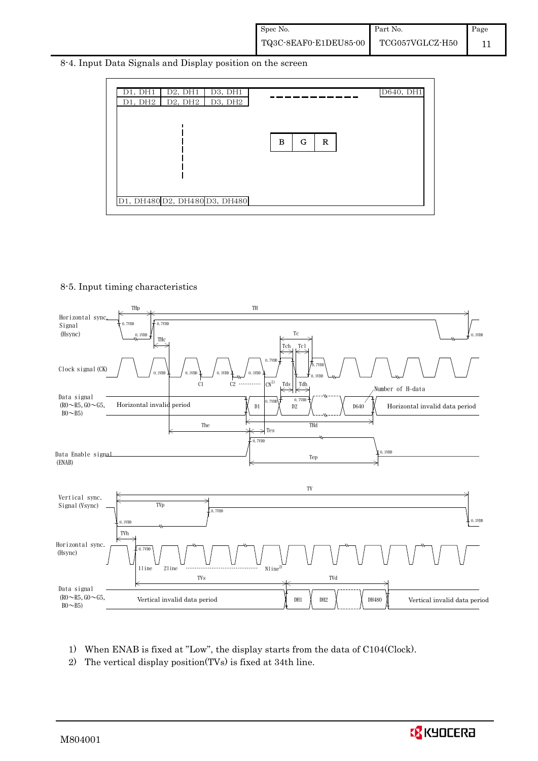## 8-4. Input Data Signals and Display position on the screen

| D1, DH1 | D2, DH1 | D3, DH1 | - - - - - - - - - - - | D640, DH1 |
|---|---|---|---|---|
| D1, DH2 | D2, DH2 | D3, DH2 | | |
| | ⋮ | | B G R | |
| D1, DH480 | D2, DH480 | D3, DH480 | | |

## 8-5. Input timing characteristics

Horizontal sync. Signal (Hsync): THp, TH, 0.7VDD, 0.3VDD, THc

Clock signal (CK): Tc, Tch, Tcl, 0.7VDD, 0.3VDD, C1, C2, CN[1]

Data signal (R0～R5, G0～G5, B0～B5): Horizontal invalid period, D1, D2, D640, Horizontal invalid data period, Number of H-data, Tds, Tdh, The, THd, Tes

Data Enable signal (ENAB): 0.7VDD, 0.3VDD, Tep

Vertical sync. Signal (Vsync): TV, TVp, 0.7VDD, 0.3VDD

Horizontal sync. (Hsync): TVh, 0.7VDD, 1line, 2line, Nline[2]

Data signal (R0～R5, G0～G5, B0～B5): Vertical invalid data period, TVs, TVd, DH1, DH2, DH480, Vertical invalid data period

1) When ENAB is fixed at "Low", the display starts from the data of C104(Clock).

2) The vertical display position(TVs) is fixed at 34th line.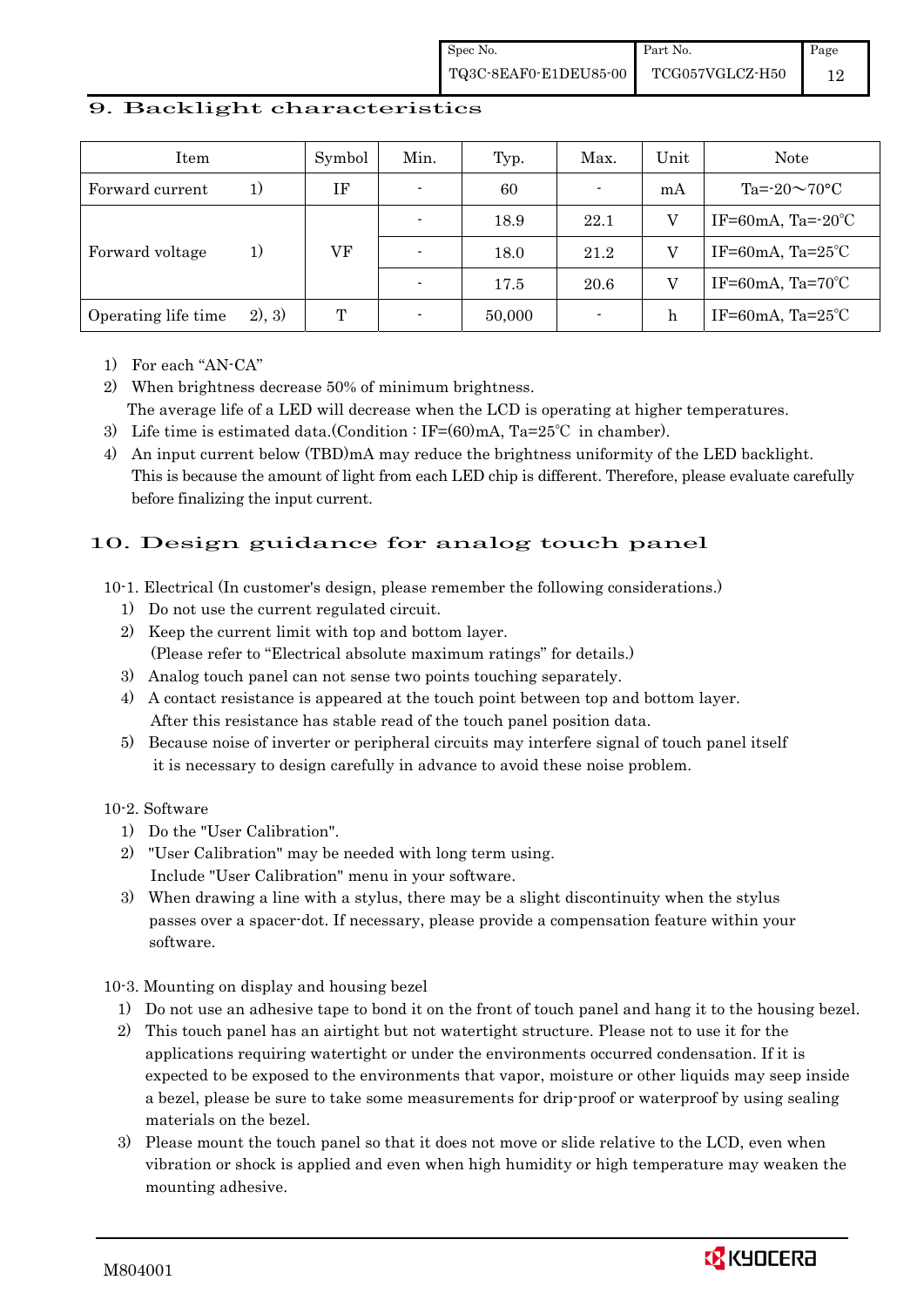## 9. Backlight characteristics

| Item | | Symbol | Min. | Typ. | Max. | Unit | Note |
|---|---|---|---|---|---|---|---|
| Forward current | 1) | IF | - | 60 | - | mA | Ta=-20～70°C |
| Forward voltage | 1) | VF | - | 18.9 | 22.1 | V | IF=60mA, Ta=-20℃ |
| | | | - | 18.0 | 21.2 | V | IF=60mA, Ta=25℃ |
| | | | - | 17.5 | 20.6 | V | IF=60mA, Ta=70℃ |
| Operating life time | 2), 3) | T | - | 50,000 | - | h | IF=60mA, Ta=25℃ |

1) For each "AN-CA"
2) When brightness decrease 50% of minimum brightness.
   The average life of a LED will decrease when the LCD is operating at higher temperatures.
3) Life time is estimated data.(Condition : IF=(60)mA, Ta=25℃ in chamber).
4) An input current below (TBD)mA may reduce the brightness uniformity of the LED backlight.
   This is because the amount of light from each LED chip is different. Therefore, please evaluate carefully before finalizing the input current.

## 10. Design guidance for analog touch panel

10-1. Electrical (In customer's design, please remember the following considerations.)

1) Do not use the current regulated circuit.
2) Keep the current limit with top and bottom layer.
   (Please refer to "Electrical absolute maximum ratings" for details.)
3) Analog touch panel can not sense two points touching separately.
4) A contact resistance is appeared at the touch point between top and bottom layer.
   After this resistance has stable read of the touch panel position data.
5) Because noise of inverter or peripheral circuits may interfere signal of touch panel itself it is necessary to design carefully in advance to avoid these noise problem.

10-2. Software

1) Do the "User Calibration".
2) "User Calibration" may be needed with long term using.
   Include "User Calibration" menu in your software.
3) When drawing a line with a stylus, there may be a slight discontinuity when the stylus passes over a spacer-dot. If necessary, please provide a compensation feature within your software.

10-3. Mounting on display and housing bezel

1) Do not use an adhesive tape to bond it on the front of touch panel and hang it to the housing bezel.
2) This touch panel has an airtight but not watertight structure. Please not to use it for the applications requiring watertight or under the environments occurred condensation. If it is expected to be exposed to the environments that vapor, moisture or other liquids may seep inside a bezel, please be sure to take some measurements for drip-proof or waterproof by using sealing materials on the bezel.
3) Please mount the touch panel so that it does not move or slide relative to the LCD, even when vibration or shock is applied and even when high humidity or high temperature may weaken the mounting adhesive.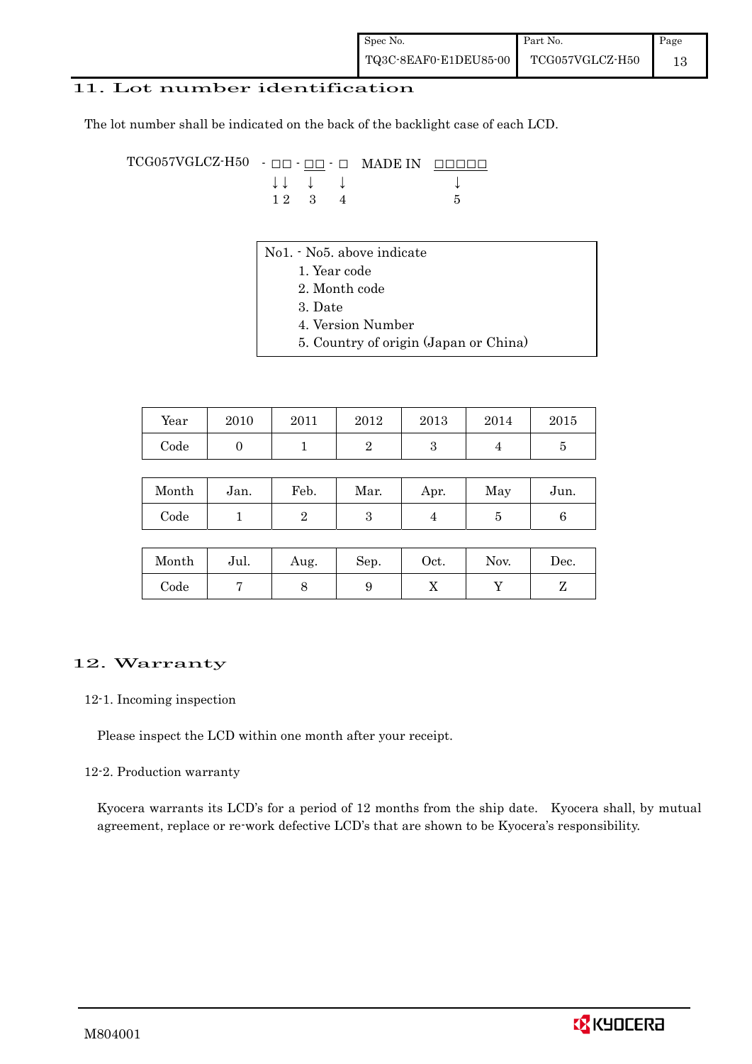## 11. Lot number identification

The lot number shall be indicated on the back of the backlight case of each LCD.

```
TCG057VGLCZ-H50  - □□ - □□ - □   MADE IN  □□□□□
                   ↓↓   ↓    ↓               ↓
                   1 2   3    4               5
```

No1. - No5. above indicate

1. Year code
2. Month code
3. Date
4. Version Number
5. Country of origin (Japan or China)

| Year | 2010 | 2011 | 2012 | 2013 | 2014 | 2015 |
|---|---|---|---|---|---|---|
| Code | 0 | 1 | 2 | 3 | 4 | 5 |

| Month | Jan. | Feb. | Mar. | Apr. | May | Jun. |
|---|---|---|---|---|---|---|
| Code | 1 | 2 | 3 | 4 | 5 | 6 |

| Month | Jul. | Aug. | Sep. | Oct. | Nov. | Dec. |
|---|---|---|---|---|---|---|
| Code | 7 | 8 | 9 | X | Y | Z |

## 12. Warranty

### 12-1. Incoming inspection

Please inspect the LCD within one month after your receipt.

### 12-2. Production warranty

Kyocera warrants its LCD's for a period of 12 months from the ship date. Kyocera shall, by mutual agreement, replace or re-work defective LCD's that are shown to be Kyocera's responsibility.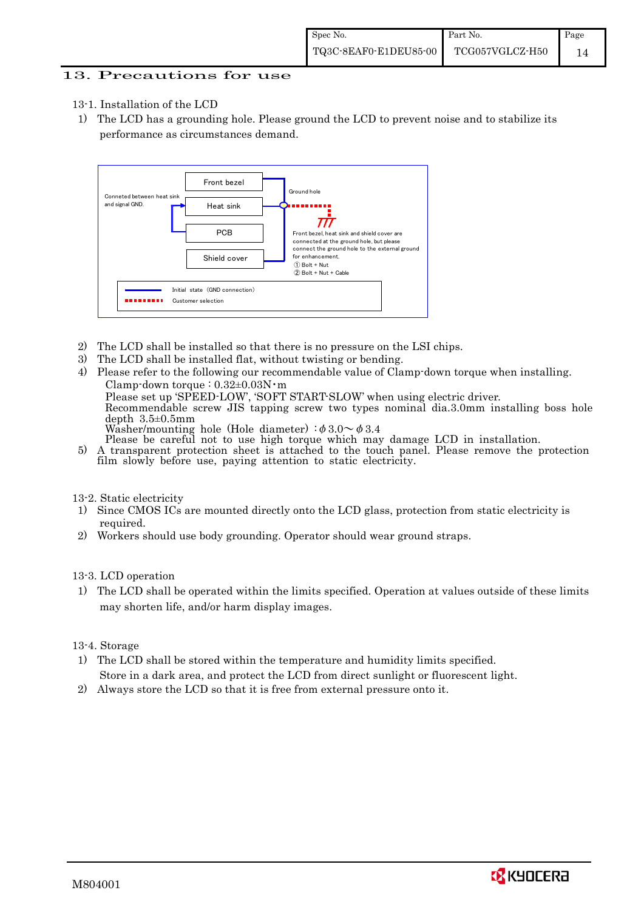## 13. Precautions for use

13-1. Installation of the LCD

1) The LCD has a grounding hole. Please ground the LCD to prevent noise and to stabilize its performance as circumstances demand.

Conneted between heat sink and signal GND.

Front bezel

Heat sink

PCB

Shield cover

Ground hole

Front bezel, heat sink and shield cover are connected at the ground hole, but please connect the ground hole to the external ground for enhancement.
① Bolt + Nut
② Bolt + Nut + Cable

Initial state (GND connection)

Customer selection

2) The LCD shall be installed so that there is no pressure on the LSI chips.
3) The LCD shall be installed flat, without twisting or bending.
4) Please refer to the following our recommendable value of Clamp-down torque when installing.
   Clamp-down torque : 0.32±0.03N・m
   Please set up 'SPEED-LOW', 'SOFT START-SLOW' when using electric driver.
   Recommendable screw JIS tapping screw two types nominal dia.3.0mm installing boss hole depth 3.5±0.5mm
   Washer/mounting hole (Hole diameter) : $\phi$ 3.0～ $\phi$ 3.4
   Please be careful not to use high torque which may damage LCD in installation.
5) A transparent protection sheet is attached to the touch panel. Please remove the protection film slowly before use, paying attention to static electricity.

13-2. Static electricity

1) Since CMOS ICs are mounted directly onto the LCD glass, protection from static electricity is required.
2) Workers should use body grounding. Operator should wear ground straps.

13-3. LCD operation

1) The LCD shall be operated within the limits specified. Operation at values outside of these limits may shorten life, and/or harm display images.

13-4. Storage

1) The LCD shall be stored within the temperature and humidity limits specified.
   Store in a dark area, and protect the LCD from direct sunlight or fluorescent light.
2) Always store the LCD so that it is free from external pressure onto it.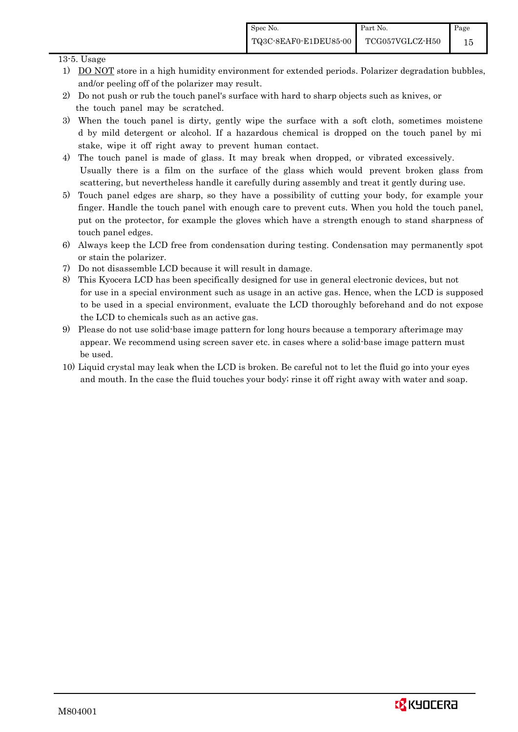13-5. Usage

1) DO NOT store in a high humidity environment for extended periods. Polarizer degradation bubbles, and/or peeling off of the polarizer may result.
2) Do not push or rub the touch panel's surface with hard to sharp objects such as knives, or the touch panel may be scratched.
3) When the touch panel is dirty, gently wipe the surface with a soft cloth, sometimes moistened by mild detergent or alcohol. If a hazardous chemical is dropped on the touch panel by mistake, wipe it off right away to prevent human contact.
4) The touch panel is made of glass. It may break when dropped, or vibrated excessively. Usually there is a film on the surface of the glass which would prevent broken glass from scattering, but nevertheless handle it carefully during assembly and treat it gently during use.
5) Touch panel edges are sharp, so they have a possibility of cutting your body, for example your finger. Handle the touch panel with enough care to prevent cuts. When you hold the touch panel, put on the protector, for example the gloves which have a strength enough to stand sharpness of touch panel edges.
6) Always keep the LCD free from condensation during testing. Condensation may permanently spot or stain the polarizer.
7) Do not disassemble LCD because it will result in damage.
8) This Kyocera LCD has been specifically designed for use in general electronic devices, but not for use in a special environment such as usage in an active gas. Hence, when the LCD is supposed to be used in a special environment, evaluate the LCD thoroughly beforehand and do not expose the LCD to chemicals such as an active gas.
9) Please do not use solid-base image pattern for long hours because a temporary afterimage may appear. We recommend using screen saver etc. in cases where a solid-base image pattern must be used.
10) Liquid crystal may leak when the LCD is broken. Be careful not to let the fluid go into your eyes and mouth. In the case the fluid touches your body; rinse it off right away with water and soap.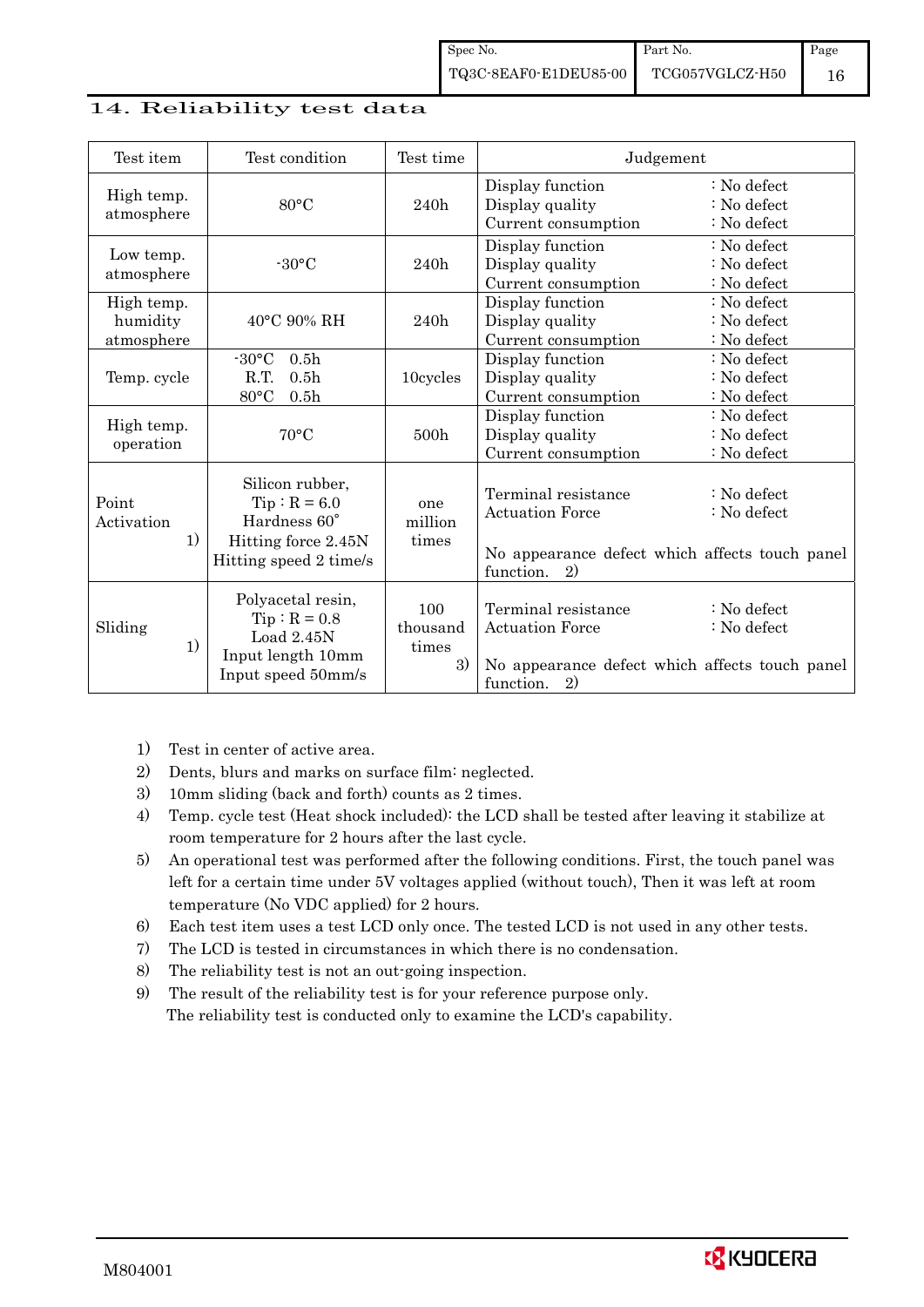## 14. Reliability test data

| Test item | Test condition | Test time | Judgement |
|---|---|---|---|
| High temp. atmosphere | 80°C | 240h | Display function : No defect<br>Display quality : No defect<br>Current consumption : No defect |
| Low temp. atmosphere | -30°C | 240h | Display function : No defect<br>Display quality : No defect<br>Current consumption : No defect |
| High temp. humidity atmosphere | 40°C 90% RH | 240h | Display function : No defect<br>Display quality : No defect<br>Current consumption : No defect |
| Temp. cycle | -30°C 0.5h<br>R.T. 0.5h<br>80°C 0.5h | 10cycles | Display function : No defect<br>Display quality : No defect<br>Current consumption : No defect |
| High temp. operation | 70°C | 500h | Display function : No defect<br>Display quality : No defect<br>Current consumption : No defect |
| Point Activation 1) | Silicon rubber,<br>Tip : R = 6.0<br>Hardness 60˚<br>Hitting force 2.45N<br>Hitting speed 2 time/s | one million times | Terminal resistance : No defect<br>Actuation Force : No defect<br><br>No appearance defect which affects touch panel function. 2) |
| Sliding 1) | Polyacetal resin,<br>Tip : R = 0.8<br>Load 2.45N<br>Input length 10mm<br>Input speed 50mm/s | 100 thousand times 3) | Terminal resistance : No defect<br>Actuation Force : No defect<br><br>No appearance defect which affects touch panel function. 2) |

1) Test in center of active area.
2) Dents, blurs and marks on surface film: neglected.
3) 10mm sliding (back and forth) counts as 2 times.
4) Temp. cycle test (Heat shock included): the LCD shall be tested after leaving it stabilize at room temperature for 2 hours after the last cycle.
5) An operational test was performed after the following conditions. First, the touch panel was left for a certain time under 5V voltages applied (without touch), Then it was left at room temperature (No VDC applied) for 2 hours.
6) Each test item uses a test LCD only once. The tested LCD is not used in any other tests.
7) The LCD is tested in circumstances in which there is no condensation.
8) The reliability test is not an out-going inspection.
9) The result of the reliability test is for your reference purpose only.
   The reliability test is conducted only to examine the LCD's capability.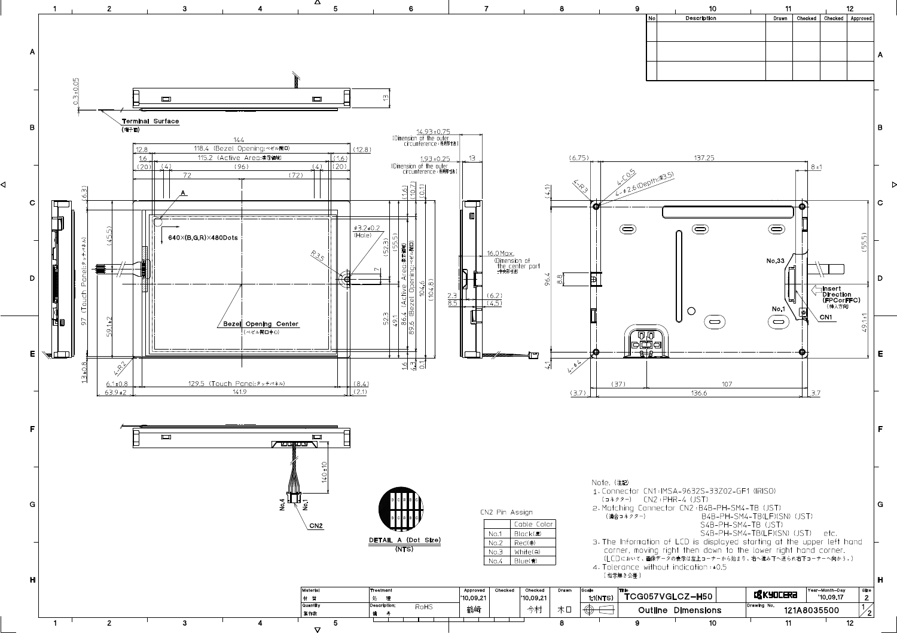| No | Description | Drawn | Checked | Checked | Approved |
|---|---|---|---|---|---|
| | | | | | |
| | | | | | |
| | | | | | |

Terminal Surface
(端子面)

640×(B,G,R)×480Dots

Bezel Opening Center
(ベゼル開口中心)

DETAIL A (Dot Size)
(NTS)

Insert Direction
(FPCorFFC)
(挿入方向)

CN1

CN2

CN2 Pin Assign

| | Cable Color |
|---|---|
| No.1 | Black(黒) |
| No.2 | Red(赤) |
| No.3 | White(白) |
| No.4 | Blue(青) |

Note. (注記)

1. Connector CN1:IMSA-9632S-33Z02-GF1 (IRISO)
   (コネクター) CN2:PHR-4 (JST)
2. Matching Connector CN2:B4B-PH-SM4-TB (JST)
   (適合コネクター) B4B-PH-SM4-TB(LF)(SN) (JST)
   S4B-PH-SM4-TB (JST)
   S4B-PH-SM4-TB(LF)(SN) (JST) etc.
3. The Information of LCD is displayed starting at the upper left hand corner, moving right then down to the lower right hand corner.
   (LCDにおいて、画像データの表示は左上コーナーから始まり、右へ進み下へ送られ右下コーナーへ向かう。)
4. Tolerance without indication : ±0.5
   (指示無き公差)

| Material 材質 | Treatment 処理 | Approved '10.09.21 | Checked | Checked '10.09.21 | Drawn | Scale 1:1(NTS) | Title TCG057VGLCZ-H50 | KYOCERA | Year-Month-Day '10.09.17 | Size 2 |
|---|---|---|---|---|---|---|---|---|---|---|
| Quantity 製作数 | Description; 備考 RoHS | 鶴崎 | | 今村 | 木口 | | Outline Dimensions | Drawing No. 121A8035500 | | 1/2 |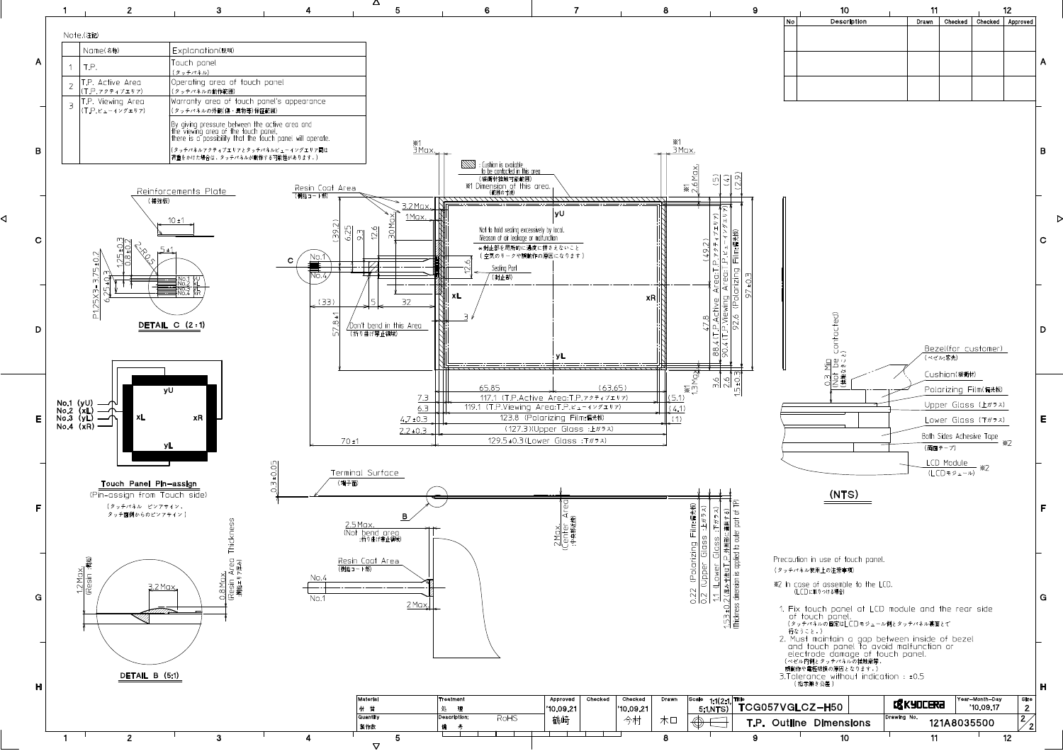Note.(注記)

| | Name(名称) | Explanation(説明) |
|---|---|---|
| 1 | T.P. | Touch panel (タッチパネル) |
| 2 | T.P. Active Area (T.P.アクティブエリア) | Operating area of touch panel (タッチパネルの動作範囲) |
| 3 | T.P. Viewing Area (T.P.ビューイングエリア) | Warranty area of touch panel's appearance (タッチパネルの外観(傷・異物等)保証範囲) |
| | | By giving pressure between the active area and the viewing area of the touch panel, there is a possibility that the touch panel will operate. (タッチパネルアクティブエリアとタッチパネルビューイングエリア間は荷重をかけた場合は、タッチパネルが動作する可能性があります。) |

| No | Description | Drawn | Checked | Checked | Approved |
|---|---|---|---|---|---|
| | | | | | |
| | | | | | |
| | | | | | |

Reinforcements Plate (補強板)

DETAIL C (2:1)

Touch Panel Pin-assign
(Pin-assign from Touch side)
(タッチパネル ピンアサイン、タッチ面側からのピンアサイン)

No.1 (yU)
No.2 (xL)
No.3 (yL)
No.4 (xR)

DETAIL B (5:1)

Resin Coat Area (樹脂コート部)

: Cushion is available to be contacted in this area (緩衝材接触可能範囲)

※1 Dimension of this area. (範囲の寸法)

Not to hold sealing excessively by local. (Reason of air leakage or malfunction)
※封止部を局所的に過度に押さえないこと (空気のリークや誤動作の原因になります)

Sealing Part (封止部)

Don't bend in this Area (折り曲げ禁止領域)

117.1 (T.P.Active Area:T.P.アクティブエリア)
119.1 (T.P.Viewing Area:T.P.ビューイングエリア)
123.8 (Polarizing Film:偏光板)
(127.3)(Upper Glass :上ガラス)
129.5±0.3(Lower Glass :下ガラス)

88.4(T.P.Active Area:T.P.アクティブエリア)
90.4(T.P.Viewing Area:T.P.ビューイングエリア)
92.6 (Polarizing Film:偏光板)
97±0.3

Terminal Surface (端子面)

2.5 Max. (Not bend area :折り曲げ禁止領域)

(Center Area :中央部)

0.22 (Polarizing Film:偏光板)
0.2 (Upper Glass :上ガラス)
1.1 (Lower Glass :下ガラス)
1.53±0.2 (Thickness dimension is applied to outer part of TP)

0.3 Min (Not be contacted)

Bezel(for customer) (ベゼル:客先)
Cushion(緩衝材)
Polarizing Film(偏光板)
Upper Glass (上ガラス)
Lower Glass (下ガラス)
Both Sides Adhesive Tape (両面テープ) ※2
LCD Module (LCDモジュール) ※2

(NTS)

Precaution in use of touch panel. (タッチパネル使用上の注意事項)

※2 In case of assemble to the LCD. (LCDに取りつける場合)

1. Fix touch panel at LCD module and the rear side of touch panel. (タッチパネルの固定はLCDモジュール側とタッチパネル裏面とで行なうこと。)
2. Must maintain a gap between inside of bezel and touch panel to avoid malfunction or electrode damage of touch panel. (ベゼル内側とタッチパネルの接触厳禁。誤動作や電極破損の原因となります。)
3. Tolerance without indication : ±0.5 (指示無き公差)

| Material 材質 | Treatment 処理 | Approved | Checked | Checked | Drawn | Scale | Title | | Year-Month-Day | Size |
|---|---|---|---|---|---|---|---|---|---|---|
| Quantity 製作数 | Description: RoHS 備考 | '10.09.21 鶴崎 | | '10.09.21 今村 | 木口 | 1:1(2:1, 5:1,NTS) | TCG057VGLCZ-H50 T.P. Outline Dimensions | KYOCERA Drawing No. 121A8035500 | '10.09.17 | 2 2/2 |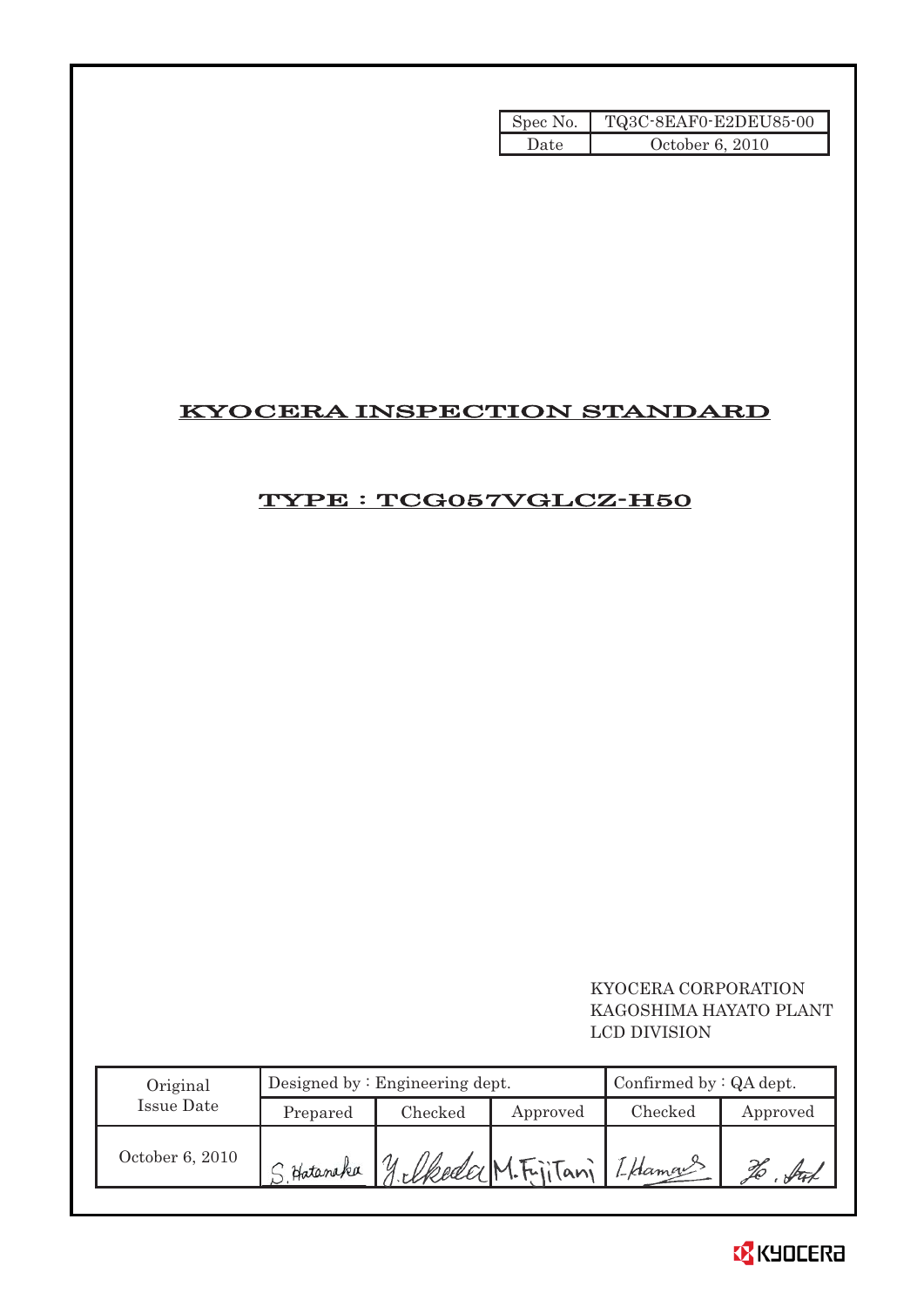| Spec No. | TQ3C-8EAF0-E2DEU85-00 |
| --- | --- |
| Date | October 6, 2010 |

# KYOCERA INSPECTION STANDARD

## TYPE : TCG057VGLCZ-H50

KYOCERA CORPORATION
KAGOSHIMA HAYATO PLANT
LCD DIVISION

| Original Issue Date | Designed by : Engineering dept. | | | Confirmed by : QA dept. | |
| --- | --- | --- | --- | --- | --- |
| | Prepared | Checked | Approved | Checked | Approved |
| October 6, 2010 | S. Hatanaka | Y. Ikeda | M. Fujitani | I. Hamao | |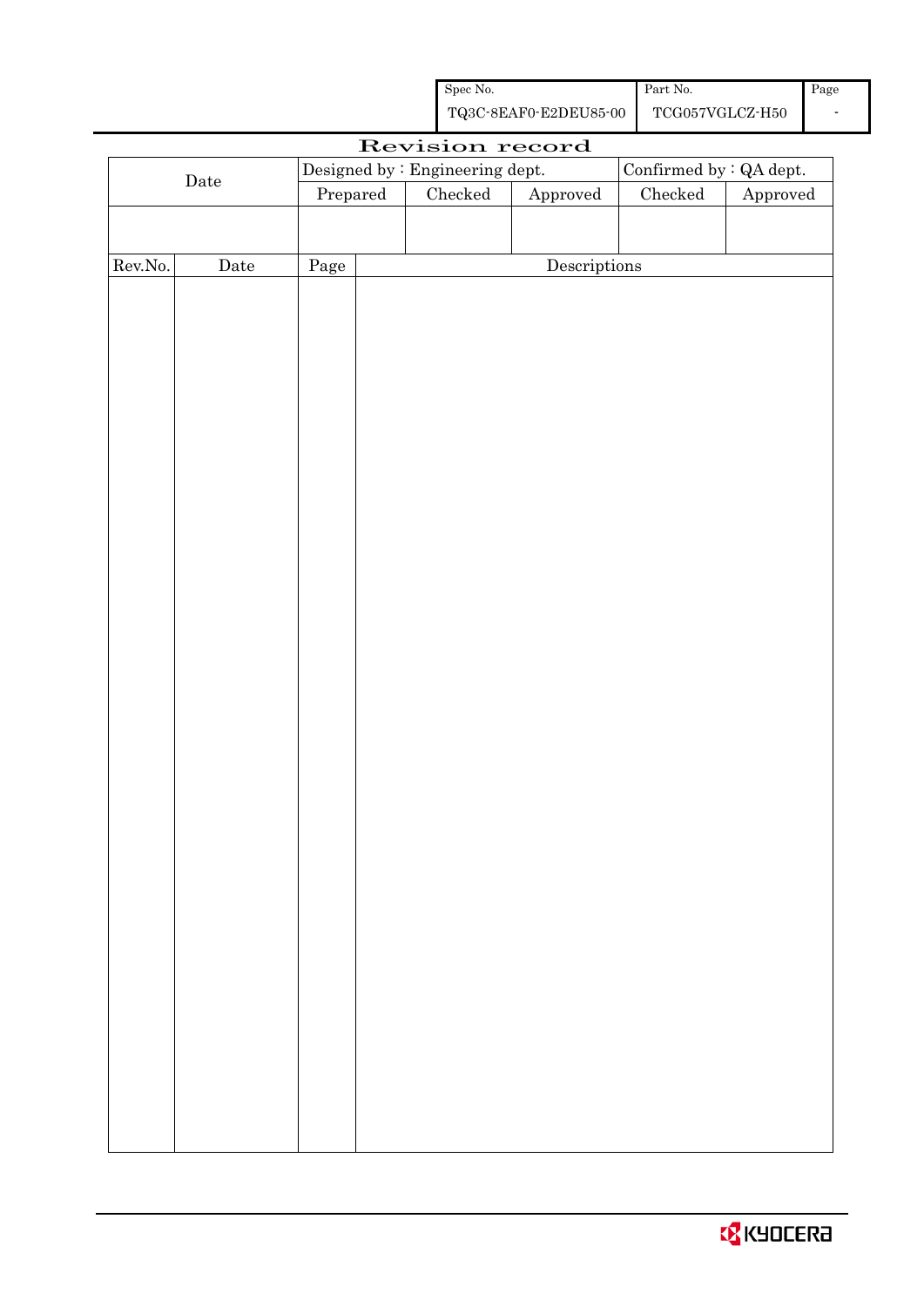| Spec No. | Part No. | Page |
|---|---|---|
| TQ3C-8EAF0-E2DEU85-00 | TCG057VGLCZ-H50 | - |

# Revision record

| Date | Designed by : Engineering dept. | | | Confirmed by : QA dept. | |
|---|---|---|---|---|---|
| | Prepared | Checked | Approved | Checked | Approved |
| | | | | | |

| Rev.No. | Date | Page | Descriptions |
|---|---|---|---|
| | | | |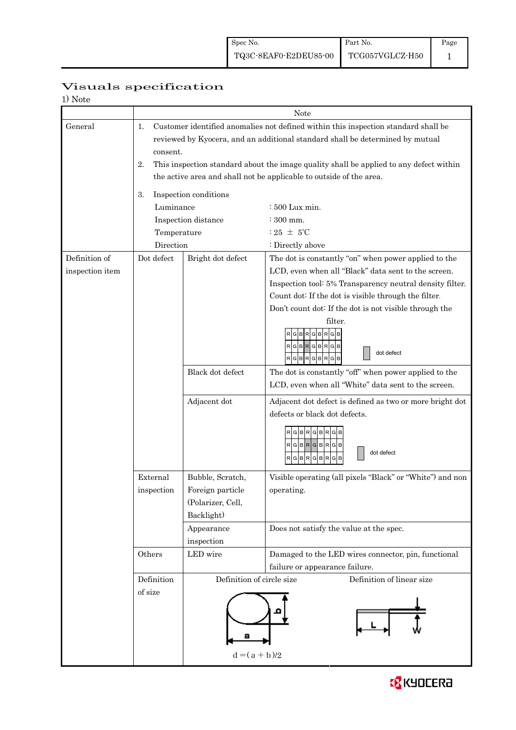# Visuals specification

1) Note

| | | | Note |
|---|---|---|---|
| General | 1. Customer identified anomalies not defined within this inspection standard shall be reviewed by Kyocera, and an additional standard shall be determined by mutual consent.<br>2. This inspection standard about the image quality shall be applied to any defect within the active area and shall not be applicable to outside of the area.<br>3. Inspection conditions<br>Luminance : 500 Lux min.<br>Inspection distance : 300 mm.<br>Temperature : 25 ± 5℃<br>Direction : Directly above | | |
| Definition of inspection item | Dot defect | Bright dot defect | The dot is constantly "on" when power applied to the LCD, even when all "Black" data sent to the screen.<br>Inspection tool: 5% Transparency neutral density filter.<br>Count dot: If the dot is visible through the filter.<br>Don't count dot: If the dot is not visible through the filter.<br>RGBRGBRGB / RGBRGBRGB / RGBRGBRGB (dot defect) |
| | | Black dot defect | The dot is constantly "off" when power applied to the LCD, even when all "White" data sent to the screen. |
| | | Adjacent dot | Adjacent dot defect is defined as two or more bright dot defects or black dot defects.<br>RGBRGBRGB / RGBRGBRGB / RGBRGBRGB (dot defect) |
| | External inspection | Bubble, Scratch, Foreign particle (Polarizer, Cell, Backlight) | Visible operating (all pixels "Black" or "White") and non operating. |
| | | Appearance inspection | Does not satisfy the value at the spec. |
| | Others | LED wire | Damaged to the LED wires connector, pin, functional failure or appearance failure. |
| | Definition of size | Definition of circle size<br>$d = (a + b)/2$ | Definition of linear size<br>L, W |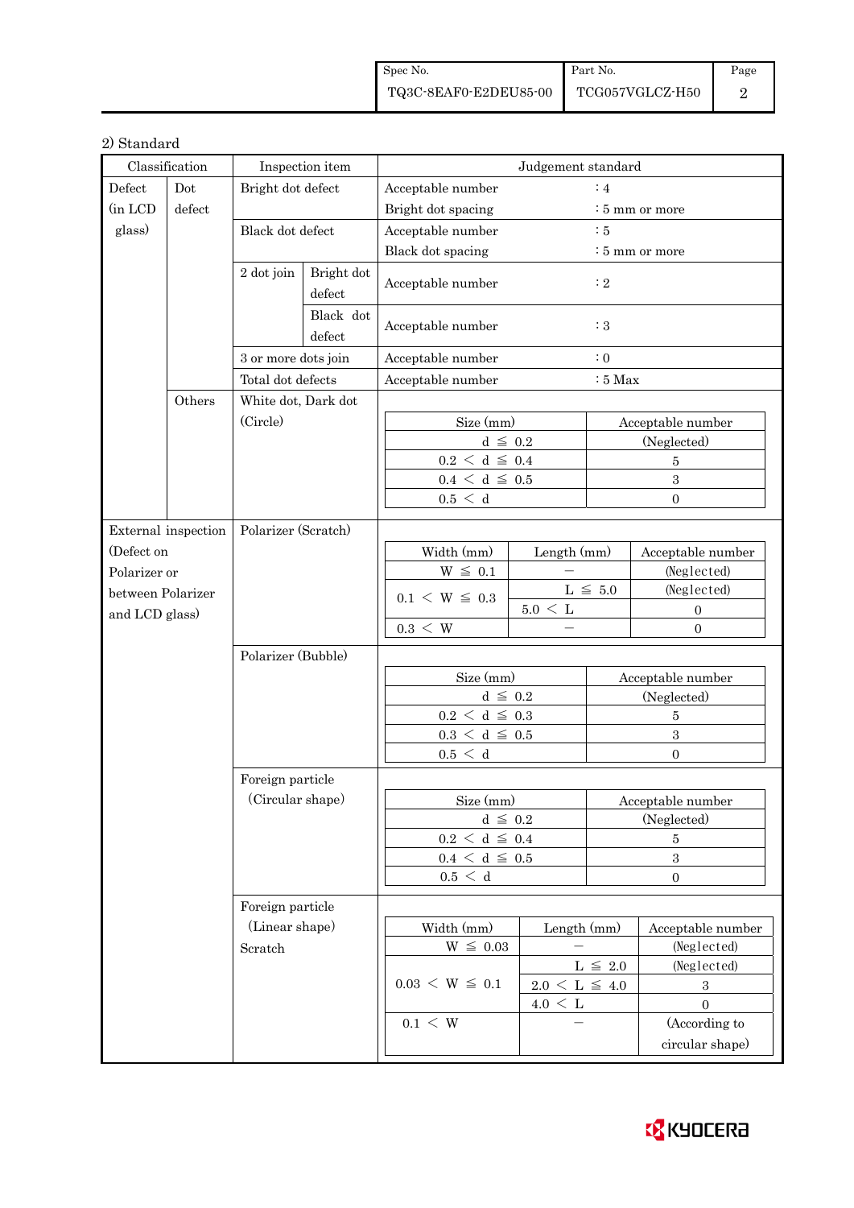2) Standard

| Classification | | Inspection item | | Judgement standard | |
|---|---|---|---|---|---|
| Defect (in LCD glass) | Dot defect | Bright dot defect | | Acceptable number<br>Bright dot spacing | : 4<br>: 5 mm or more |
| | | Black dot defect | | Acceptable number<br>Black dot spacing | : 5<br>: 5 mm or more |
| | | 2 dot join | Bright dot defect | Acceptable number | : 2 |
| | | | Black dot defect | Acceptable number | : 3 |
| | | 3 or more dots join | | Acceptable number | : 0 |
| | | Total dot defects | | Acceptable number | : 5 Max |
| | Others | White dot, Dark dot (Circle) | | See table below | |
| External inspection (Defect on Polarizer or between Polarizer and LCD glass) | | Polarizer (Scratch) | | See table below | |
| | | Polarizer (Bubble) | | See table below | |
| | | Foreign particle (Circular shape) | | See table below | |
| | | Foreign particle (Linear shape) Scratch | | See table below | |

White dot, Dark dot (Circle)

| Size (mm) | Acceptable number |
|---|---|
| d ≦ 0.2 | (Neglected) |
| 0.2 ＜ d ≦ 0.4 | 5 |
| 0.4 ＜ d ≦ 0.5 | 3 |
| 0.5 ＜ d | 0 |

Polarizer (Scratch)

| Width (mm) | Length (mm) | Acceptable number |
|---|---|---|
| W ≦ 0.1 | − | (Neglected) |
| 0.1 ＜ W ≦ 0.3 | L ≦ 5.0 | (Neglected) |
| | 5.0 ＜ L | 0 |
| 0.3 ＜ W | − | 0 |

Polarizer (Bubble)

| Size (mm) | Acceptable number |
|---|---|
| d ≦ 0.2 | (Neglected) |
| 0.2 ＜ d ≦ 0.3 | 5 |
| 0.3 ＜ d ≦ 0.5 | 3 |
| 0.5 ＜ d | 0 |

Foreign particle (Circular shape)

| Size (mm) | Acceptable number |
|---|---|
| d ≦ 0.2 | (Neglected) |
| 0.2 ＜ d ≦ 0.4 | 5 |
| 0.4 ＜ d ≦ 0.5 | 3 |
| 0.5 ＜ d | 0 |

Foreign particle (Linear shape) Scratch

| Width (mm) | Length (mm) | Acceptable number |
|---|---|---|
| W ≦ 0.03 | − | (Neglected) |
| 0.03 ＜ W ≦ 0.1 | L ≦ 2.0 | (Neglected) |
| | 2.0 ＜ L ≦ 4.0 | 3 |
| | 4.0 ＜ L | 0 |
| 0.1 ＜ W | − | (According to circular shape) |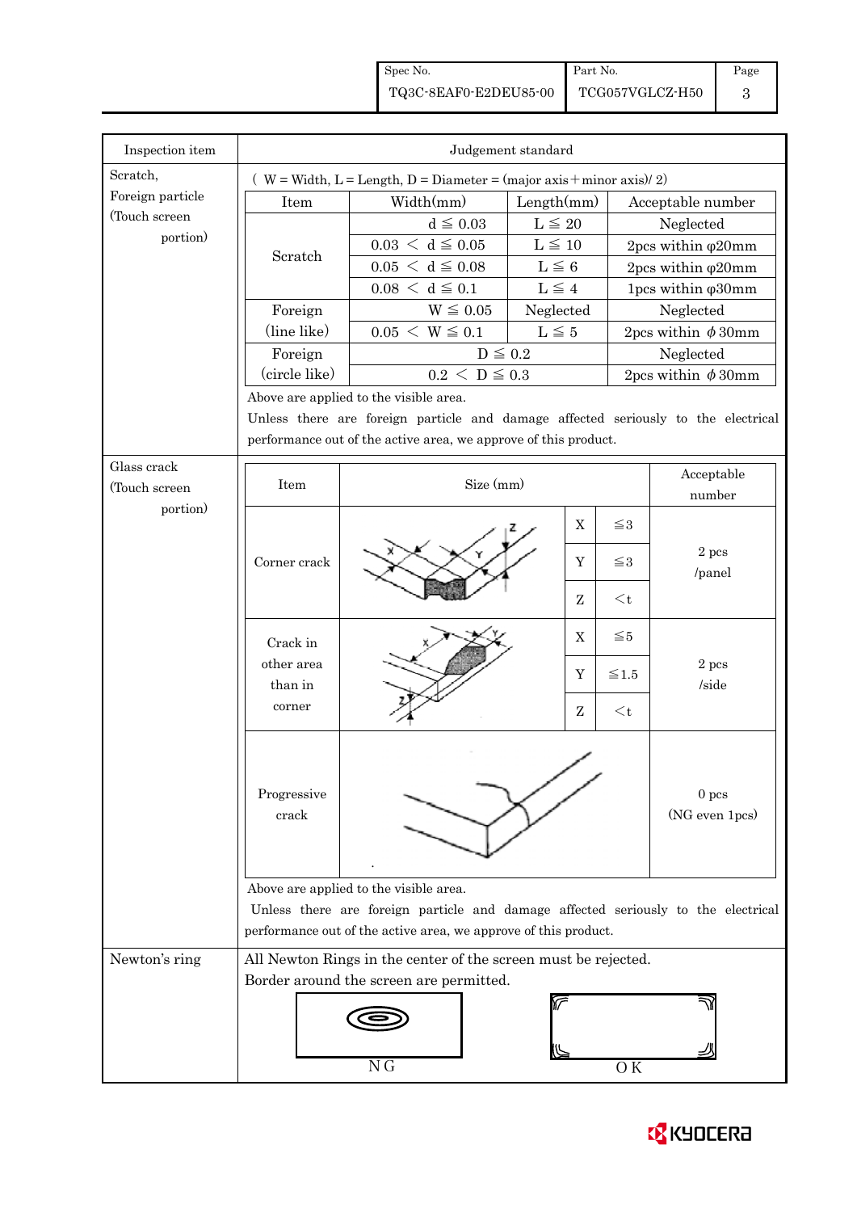| Inspection item | Judgement standard |
|---|---|
| Scratch, Foreign particle (Touch screen portion) | ( W = Width, L = Length, D = Diameter = (major axis + minor axis)/ 2) |

| Item | Width(mm) | Length(mm) | Acceptable number |
|---|---|---|---|
| Scratch | d ≦ 0.03 | L ≦ 20 | Neglected |
| | 0.03 ＜ d ≦ 0.05 | L ≦ 10 | 2pcs within φ20mm |
| | 0.05 ＜ d ≦ 0.08 | L ≦ 6 | 2pcs within φ20mm |
| | 0.08 ＜ d ≦ 0.1 | L ≦ 4 | 1pcs within φ30mm |
| Foreign (line like) | W ≦ 0.05 | Neglected | Neglected |
| | 0.05 ＜ W ≦ 0.1 | L ≦ 5 | 2pcs within φ30mm |
| Foreign (circle like) | D ≦ 0.2 | | Neglected |
| | 0.2 ＜ D ≦ 0.3 | | 2pcs within φ30mm |

Above are applied to the visible area.

Unless there are foreign particle and damage affected seriously to the electrical performance out of the active area, we approve of this product.

**Glass crack (Touch screen portion)**

| Item | Size (mm) | | | Acceptable number |
|---|---|---|---|---|
| Corner crack | | X | ≦3 | 2 pcs /panel |
| | | Y | ≦3 | |
| | | Z | ＜t | |
| Crack in other area than in corner | | X | ≦5 | 2 pcs /side |
| | | Y | ≦1.5 | |
| | | Z | ＜t | |
| Progressive crack | | | | 0 pcs (NG even 1pcs) |

Above are applied to the visible area.

Unless there are foreign particle and damage affected seriously to the electrical performance out of the active area, we approve of this product.

**Newton's ring**

All Newton Rings in the center of the screen must be rejected.
Border around the screen are permitted.

NG

OK